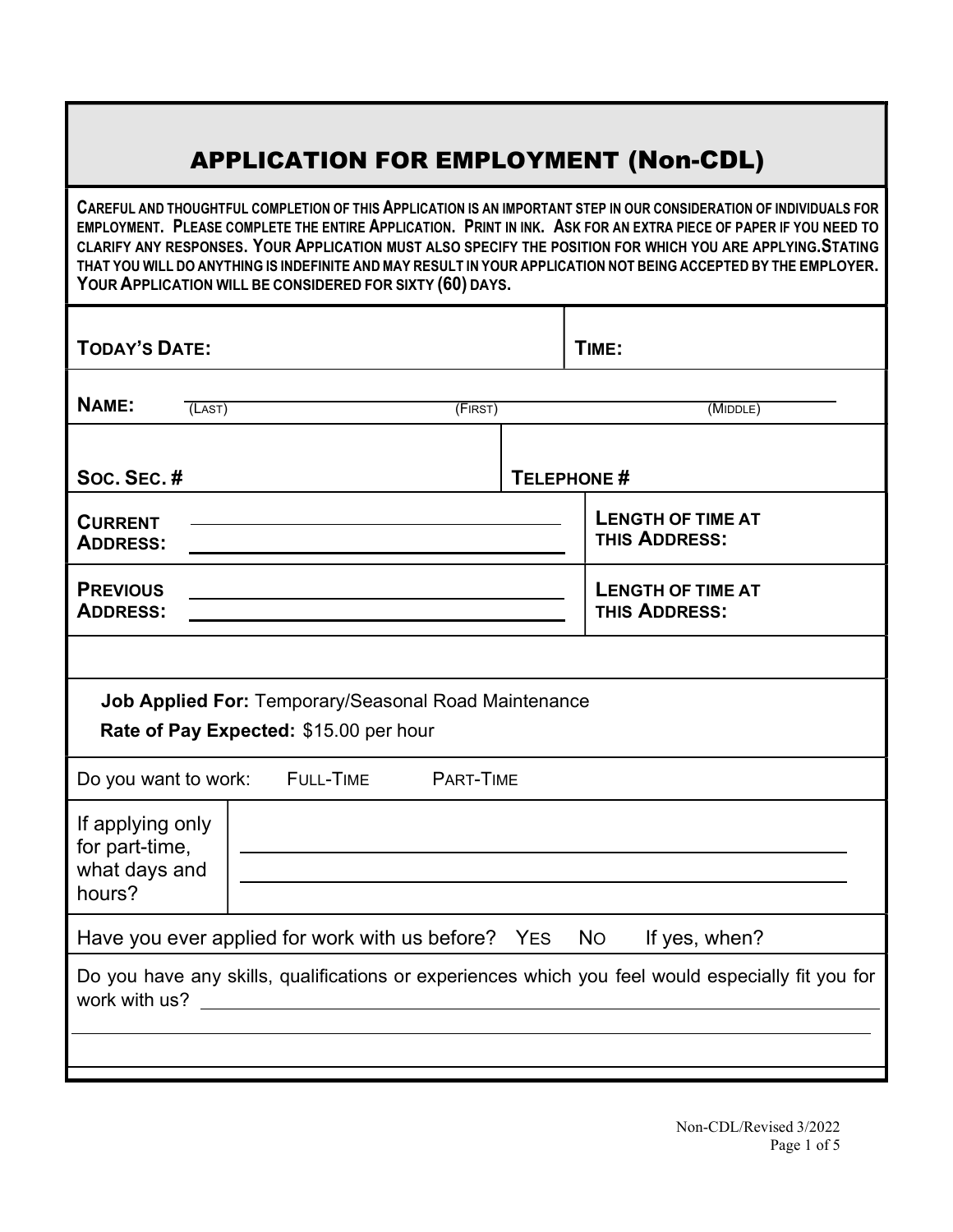# APPLICATION FOR EMPLOYMENT (Non-CDL)

**CAREFUL AND THOUGHTFUL COMPLETION OF THIS APPLICATION IS AN IMPORTANT STEP IN OUR CONSIDERATION OF INDIVIDUALS FOR EMPLOYMENT. PLEASE COMPLETE THE ENTIRE APPLICATION. PRINT IN INK. ASK FOR AN EXTRA PIECE OF PAPER IF YOU NEED TO CLARIFY ANY RESPONSES. YOUR APPLICATION MUST ALSO SPECIFY THE POSITION FOR WHICH YOU ARE APPLYING. STATING THAT YOU WILL DO ANYTHING IS INDEFINITE AND MAY RESULT IN YOUR APPLICATION NOT BEING ACCEPTED BY THE EMPLOYER. YOUR APPLICATION WILL BE CONSIDERED FOR SIXTY (60) DAYS.**

| | |
|---|---|
| **TODAY'S DATE:** | **TIME:** |
| **NAME:** (LAST) (FIRST) (MIDDLE) | |
| **SOC. SEC. #** | **TELEPHONE #** |
| **CURRENT ADDRESS:** | **LENGTH OF TIME AT THIS ADDRESS:** |
| **PREVIOUS ADDRESS:** | **LENGTH OF TIME AT THIS ADDRESS:** |

**Job Applied For:** Temporary/Seasonal Road Maintenance

**Rate of Pay Expected:** $15.00 per hour

Do you want to work: FULL-TIME PART-TIME

If applying only for part-time, what days and hours? ______________________

Have you ever applied for work with us before? YES NO If yes, when?

Do you have any skills, qualifications or experiences which you feel would especially fit you for work with us? ______________________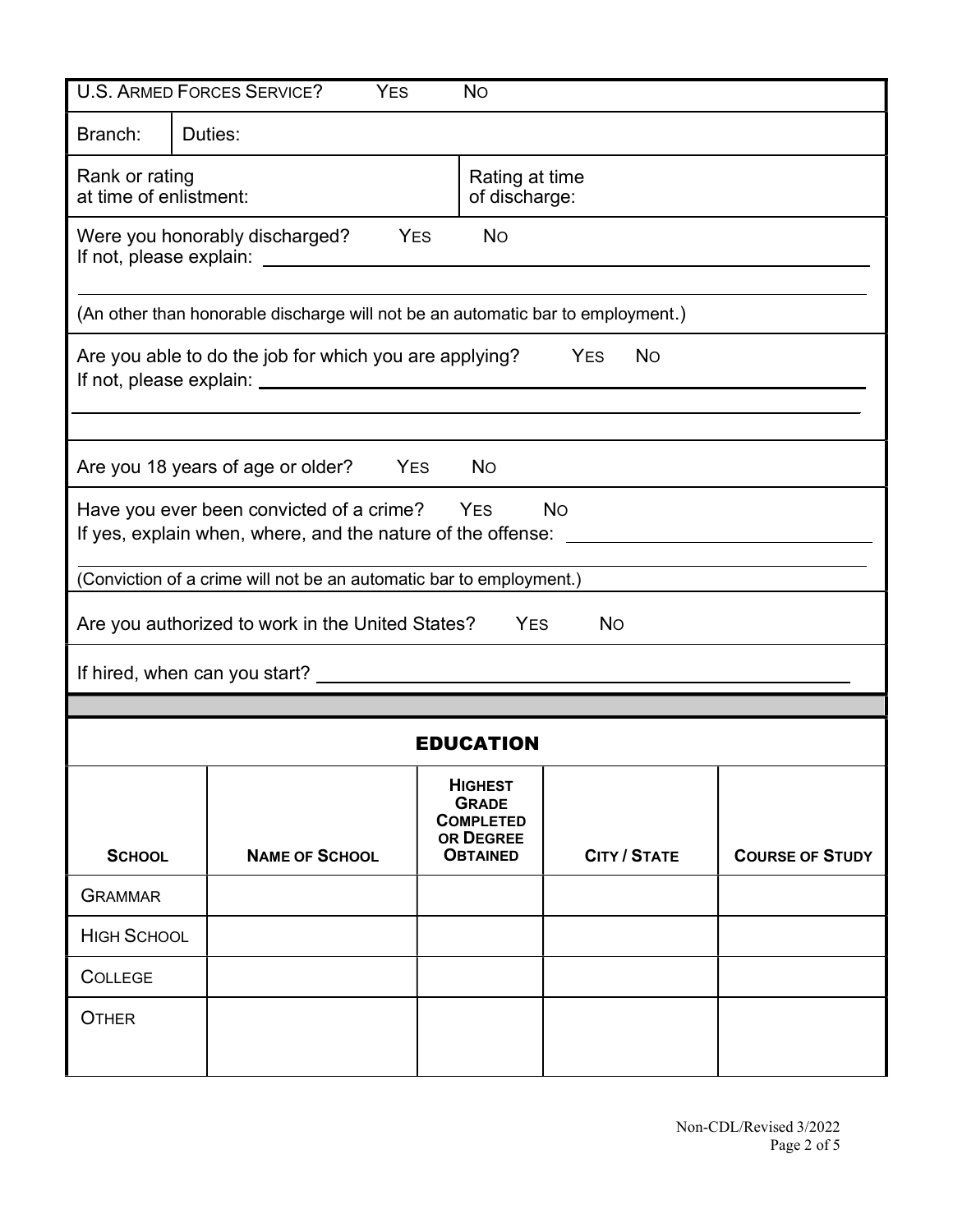U.S. ARMED FORCES SERVICE? YES NO

Branch: | Duties:

Rank or rating at time of enlistment: | Rating at time of discharge:

Were you honorably discharged? YES NO
If not, please explain: ____________________

(An other than honorable discharge will not be an automatic bar to employment.)

Are you able to do the job for which you are applying? YES NO
If not, please explain: ____________________

Are you 18 years of age or older? YES NO

Have you ever been convicted of a crime? YES NO
If yes, explain when, where, and the nature of the offense: ____________________

(Conviction of a crime will not be an automatic bar to employment.)

Are you authorized to work in the United States? YES NO

If hired, when can you start? ____________________

## EDUCATION

| SCHOOL | NAME OF SCHOOL | HIGHEST GRADE COMPLETED OR DEGREE OBTAINED | CITY / STATE | COURSE OF STUDY |
|---|---|---|---|---|
| GRAMMAR | | | | |
| HIGH SCHOOL | | | | |
| COLLEGE | | | | |
| OTHER | | | | |

Non-CDL/Revised 3/2022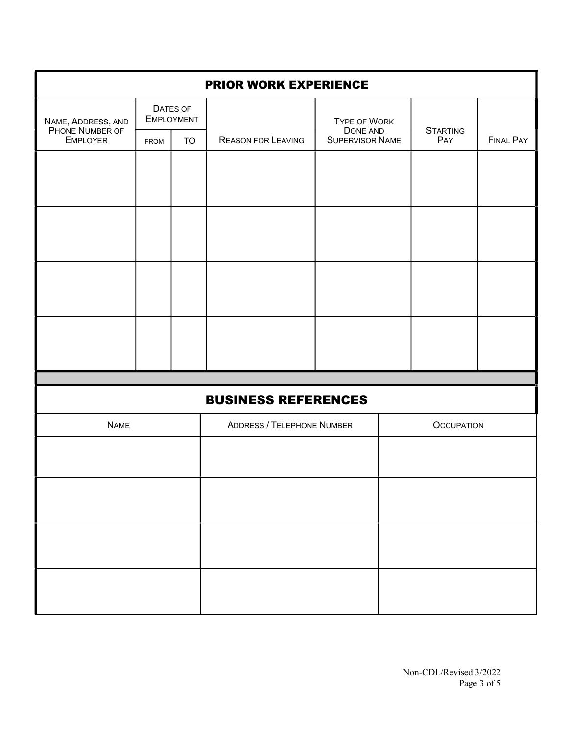## PRIOR WORK EXPERIENCE

| Name, Address, and Phone Number of Employer | Dates of Employment | | Reason for Leaving | Type of Work Done and Supervisor Name | Starting Pay | Final Pay |
|---|---|---|---|---|---|---|
| | From | To | | | | |
| | | | | | | |
| | | | | | | |
| | | | | | | |
| | | | | | | |

## BUSINESS REFERENCES

| Name | Address / Telephone Number | Occupation |
|---|---|---|
| | | |
| | | |
| | | |
| | | |

Non-CDL/Revised 3/2022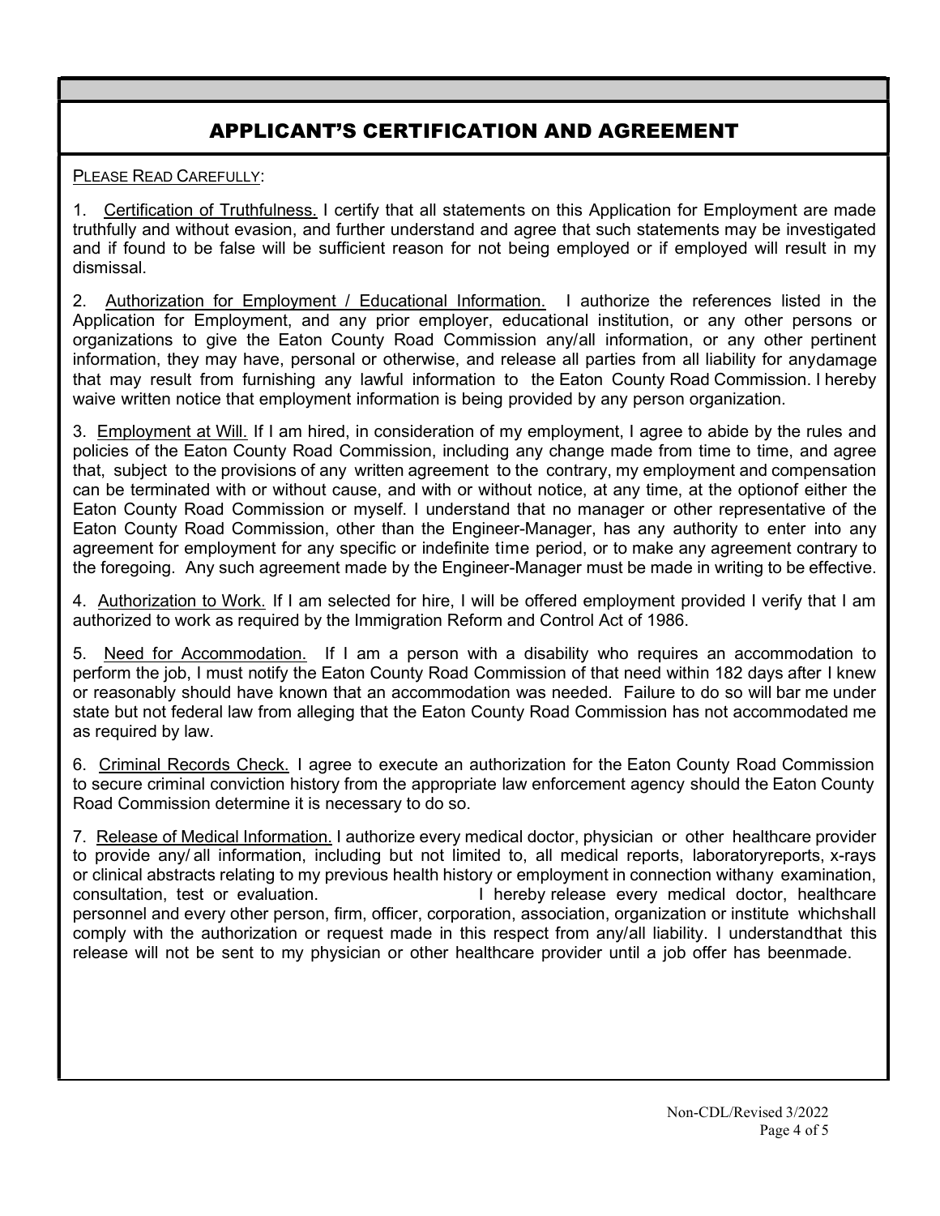## APPLICANT'S CERTIFICATION AND AGREEMENT

PLEASE READ CAREFULLY:

1. Certification of Truthfulness. I certify that all statements on this Application for Employment are made truthfully and without evasion, and further understand and agree that such statements may be investigated and if found to be false will be sufficient reason for not being employed or if employed will result in my dismissal.

2. Authorization for Employment / Educational Information. I authorize the references listed in the Application for Employment, and any prior employer, educational institution, or any other persons or organizations to give the Eaton County Road Commission any/all information, or any other pertinent information, they may have, personal or otherwise, and release all parties from all liability for anydamage that may result from furnishing any lawful information to the Eaton County Road Commission. I hereby waive written notice that employment information is being provided by any person organization.

3. Employment at Will. If I am hired, in consideration of my employment, I agree to abide by the rules and policies of the Eaton County Road Commission, including any change made from time to time, and agree that, subject to the provisions of any written agreement to the contrary, my employment and compensation can be terminated with or without cause, and with or without notice, at any time, at the optionof either the Eaton County Road Commission or myself. I understand that no manager or other representative of the Eaton County Road Commission, other than the Engineer-Manager, has any authority to enter into any agreement for employment for any specific or indefinite time period, or to make any agreement contrary to the foregoing. Any such agreement made by the Engineer-Manager must be made in writing to be effective.

4. Authorization to Work. If I am selected for hire, I will be offered employment provided I verify that I am authorized to work as required by the Immigration Reform and Control Act of 1986.

5. Need for Accommodation. If I am a person with a disability who requires an accommodation to perform the job, I must notify the Eaton County Road Commission of that need within 182 days after I knew or reasonably should have known that an accommodation was needed. Failure to do so will bar me under state but not federal law from alleging that the Eaton County Road Commission has not accommodated me as required by law.

6. Criminal Records Check. I agree to execute an authorization for the Eaton County Road Commission to secure criminal conviction history from the appropriate law enforcement agency should the Eaton County Road Commission determine it is necessary to do so.

7. Release of Medical Information. I authorize every medical doctor, physician or other healthcare provider to provide any/ all information, including but not limited to, all medical reports, laboratoryreports, x-rays or clinical abstracts relating to my previous health history or employment in connection withany examination, consultation, test or evaluation. I hereby release every medical doctor, healthcare personnel and every other person, firm, officer, corporation, association, organization or institute whichshall comply with the authorization or request made in this respect from any/all liability. I understandthat this release will not be sent to my physician or other healthcare provider until a job offer has beenmade.

Non-CDL/Revised 3/2022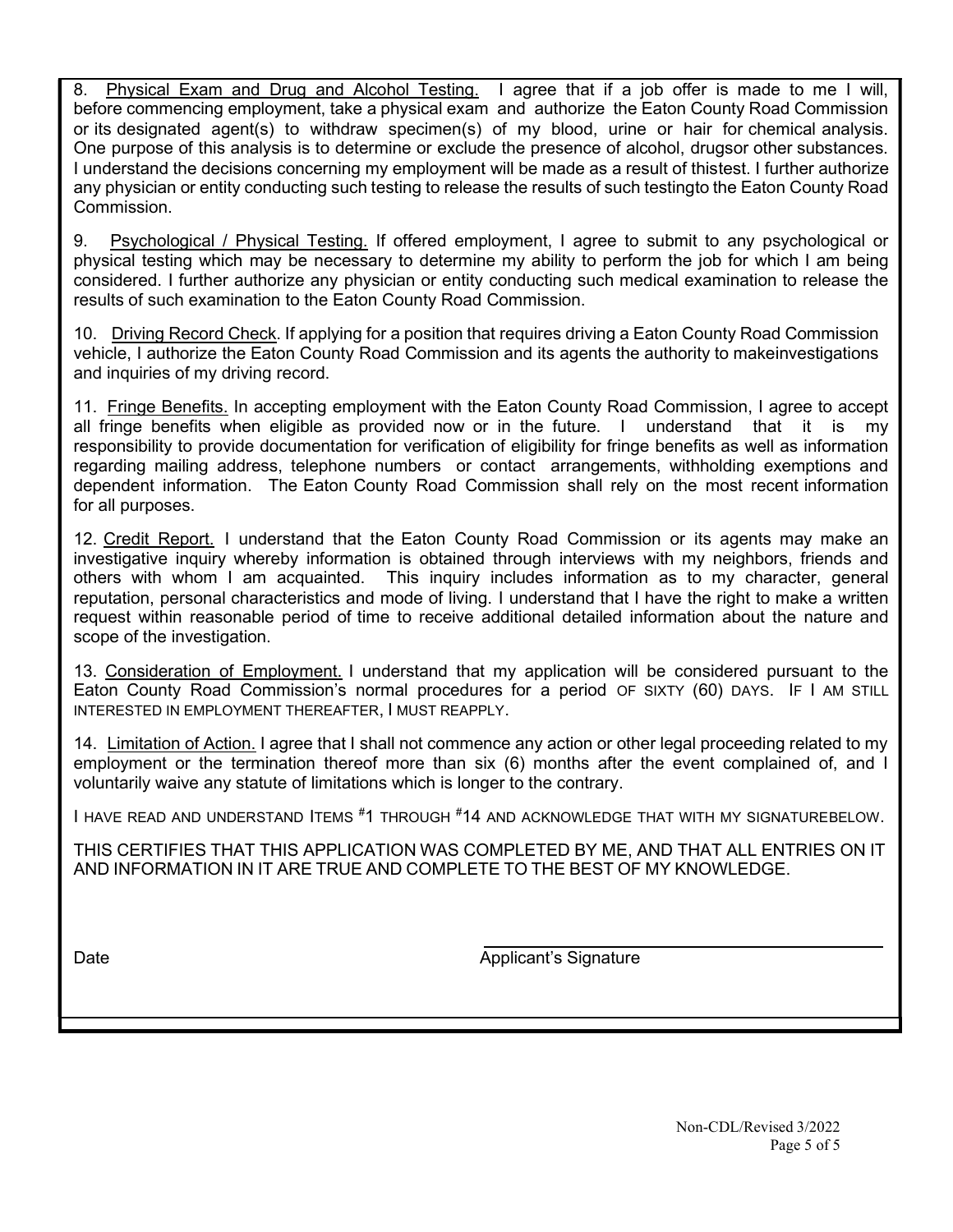8. Physical Exam and Drug and Alcohol Testing. I agree that if a job offer is made to me I will, before commencing employment, take a physical exam and authorize the Eaton County Road Commission or its designated agent(s) to withdraw specimen(s) of my blood, urine or hair for chemical analysis. One purpose of this analysis is to determine or exclude the presence of alcohol, drugsor other substances. I understand the decisions concerning my employment will be made as a result of thistest. I further authorize any physician or entity conducting such testing to release the results of such testingto the Eaton County Road Commission.

9. Psychological / Physical Testing. If offered employment, I agree to submit to any psychological or physical testing which may be necessary to determine my ability to perform the job for which I am being considered. I further authorize any physician or entity conducting such medical examination to release the results of such examination to the Eaton County Road Commission.

10. Driving Record Check. If applying for a position that requires driving a Eaton County Road Commission vehicle, I authorize the Eaton County Road Commission and its agents the authority to makeinvestigations and inquiries of my driving record.

11. Fringe Benefits. In accepting employment with the Eaton County Road Commission, I agree to accept all fringe benefits when eligible as provided now or in the future. I understand that it is my responsibility to provide documentation for verification of eligibility for fringe benefits as well as information regarding mailing address, telephone numbers or contact arrangements, withholding exemptions and dependent information. The Eaton County Road Commission shall rely on the most recent information for all purposes.

12. Credit Report. I understand that the Eaton County Road Commission or its agents may make an investigative inquiry whereby information is obtained through interviews with my neighbors, friends and others with whom I am acquainted. This inquiry includes information as to my character, general reputation, personal characteristics and mode of living. I understand that I have the right to make a written request within reasonable period of time to receive additional detailed information about the nature and scope of the investigation.

13. Consideration of Employment. I understand that my application will be considered pursuant to the Eaton County Road Commission's normal procedures for a period OF SIXTY (60) DAYS. IF I AM STILL INTERESTED IN EMPLOYMENT THEREAFTER, I MUST REAPPLY.

14. Limitation of Action. I agree that I shall not commence any action or other legal proceeding related to my employment or the termination thereof more than six (6) months after the event complained of, and I voluntarily waive any statute of limitations which is longer to the contrary.

I HAVE READ AND UNDERSTAND ITEMS #1 THROUGH #14 AND ACKNOWLEDGE THAT WITH MY SIGNATUREBELOW.

THIS CERTIFIES THAT THIS APPLICATION WAS COMPLETED BY ME, AND THAT ALL ENTRIES ON IT AND INFORMATION IN IT ARE TRUE AND COMPLETE TO THE BEST OF MY KNOWLEDGE.

Date ______________________ Applicant's Signature ______________________

Non-CDL/Revised 3/2022